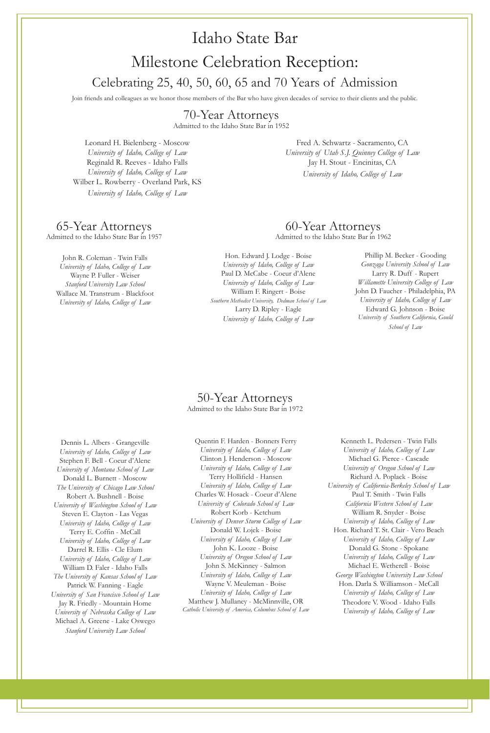# Idaho State Bar

# Milestone Celebration Reception:

## Celebrating 25, 40, 50, 60, 65 and 70 Years of Admission

Join friends and colleagues as we honor those members of the Bar who have given decades of service to their clients and the public.

## 70-Year Attorneys

Admitted to the Idaho State Bar in 1952

Leonard H. Bielenberg - Moscow
*University of Idaho, College of Law*
Reginald R. Reeves - Idaho Falls
*University of Idaho, College of Law*
Wilber L. Rowberry - Overland Park, KS
*University of Idaho, College of Law*

Fred A. Schwartz - Sacramento, CA
*University of Utah S.J. Quinney College of Law*
Jay H. Stout - Encinitas, CA
*University of Idaho, College of Law*

## 65-Year Attorneys

Admitted to the Idaho State Bar in 1957

John R. Coleman - Twin Falls
*University of Idaho, College of Law*
Wayne P. Fuller - Weiser
*Stanford University Law School*
Wallace M. Transtrum - Blackfoot
*University of Idaho, College of Law*

## 60-Year Attorneys

Admitted to the Idaho State Bar in 1962

Hon. Edward J. Lodge - Boise
*University of Idaho, College of Law*
Paul D. McCabe - Coeur d'Alene
*University of Idaho, College of Law*
William F. Ringert - Boise
*Southern Methodist University, Dedman School of Law*
Larry D. Ripley - Eagle
*University of Idaho, College of Law*

Phillip M. Becker - Gooding
*Gonzaga University School of Law*
Larry R. Duff - Rupert
*Willamette University College of Law*
John D. Faucher - Philadelphia, PA
*University of Idaho, College of Law*
Edward G. Johnson - Boise
*University of Southern California, Gould School of Law*

## 50-Year Attorneys

Admitted to the Idaho State Bar in 1972

Dennis L. Albers - Grangeville
*University of Idaho, College of Law*
Stephen F. Bell - Coeur d'Alene
*University of Montana School of Law*
Donald L. Burnett - Moscow
*The University of Chicago Law School*
Robert A. Bushnell - Boise
*University of Washington School of Law*
Steven E. Clayton - Las Vegas
*University of Idaho, College of Law*
Terry E. Coffin - McCall
*University of Idaho, College of Law*
Darrel R. Ellis - Cle Elum
*University of Idaho, College of Law*
William D. Faler - Idaho Falls
*The University of Kansas School of Law*
Patrick W. Fanning - Eagle
*University of San Francisco School of Law*
Jay R. Friedly - Mountain Home
*University of Nebraska College of Law*
Michael A. Greene - Lake Oswego
*Stanford University Law School*

Quentin F. Harden - Bonners Ferry
*University of Idaho, College of Law*
Clinton J. Henderson - Moscow
*University of Idaho, College of Law*
Terry Hollifield - Hansen
*University of Idaho, College of Law*
Charles W. Hosack - Coeur d'Alene
*University of Colorado School of Law*
Robert Korb - Ketchum
*University of Denver Sturm College of Law*
Donald W. Lojek - Boise
*University of Idaho, College of Law*
John K. Looze - Boise
*University of Oregon School of Law*
John S. McKinney - Salmon
*University of Idaho, College of Law*
Wayne V. Meuleman - Boise
*University of Idaho, College of Law*
Matthew J. Mullaney - McMinnville, OR
*Catholic University of America, Columbus School of Law*

Kenneth L. Pedersen - Twin Falls
*University of Idaho, College of Law*
Michael G. Pierce - Cascade
*University of Oregon School of Law*
Richard A. Poplack - Boise
*University of California-Berkeley School of Law*
Paul T. Smith - Twin Falls
*California Western School of Law*
William R. Snyder - Boise
*University of Idaho, College of Law*
Hon. Richard T. St. Clair - Vero Beach
*University of Idaho, College of Law*
Donald G. Stone - Spokane
*University of Idaho, College of Law*
Michael E. Wetherell - Boise
*George Washington University Law School*
Hon. Darla S. Williamson - McCall
*University of Idaho, College of Law*
Theodore V. Wood - Idaho Falls
*University of Idaho, College of Law*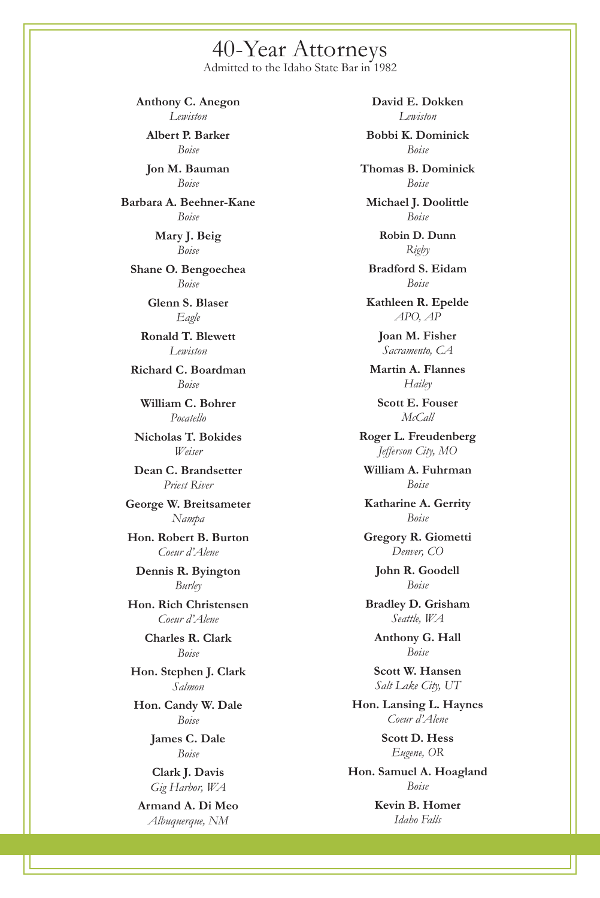# 40-Year Attorneys

Admitted to the Idaho State Bar in 1982

**Anthony C. Anegon**
*Lewiston*

**Albert P. Barker**
*Boise*

**Jon M. Bauman**
*Boise*

**Barbara A. Beehner-Kane**
*Boise*

**Mary J. Beig**
*Boise*

**Shane O. Bengoechea**
*Boise*

**Glenn S. Blaser**
*Eagle*

**Ronald T. Blewett**
*Lewiston*

**Richard C. Boardman**
*Boise*

**William C. Bohrer**
*Pocatello*

**Nicholas T. Bokides**
*Weiser*

**Dean C. Brandsetter**
*Priest River*

**George W. Breitsameter**
*Nampa*

**Hon. Robert B. Burton**
*Coeur d'Alene*

**Dennis R. Byington**
*Burley*

**Hon. Rich Christensen**
*Coeur d'Alene*

**Charles R. Clark**
*Boise*

**Hon. Stephen J. Clark**
*Salmon*

**Hon. Candy W. Dale**
*Boise*

**James C. Dale**
*Boise*

**Clark J. Davis**
*Gig Harbor, WA*

**Armand A. Di Meo**
*Albuquerque, NM*

**David E. Dokken**
*Lewiston*

**Bobbi K. Dominick**
*Boise*

**Thomas B. Dominick**
*Boise*

**Michael J. Doolittle**
*Boise*

**Robin D. Dunn**
*Rigby*

**Bradford S. Eidam**
*Boise*

**Kathleen R. Epelde**
*APO, AP*

**Joan M. Fisher**
*Sacramento, CA*

**Martin A. Flannes**
*Hailey*

**Scott E. Fouser**
*McCall*

**Roger L. Freudenberg**
*Jefferson City, MO*

**William A. Fuhrman**
*Boise*

**Katharine A. Gerrity**
*Boise*

**Gregory R. Giometti**
*Denver, CO*

**John R. Goodell**
*Boise*

**Bradley D. Grisham**
*Seattle, WA*

**Anthony G. Hall**
*Boise*

**Scott W. Hansen**
*Salt Lake City, UT*

**Hon. Lansing L. Haynes**
*Coeur d'Alene*

**Scott D. Hess**
*Eugene, OR*

**Hon. Samuel A. Hoagland**
*Boise*

**Kevin B. Homer**
*Idaho Falls*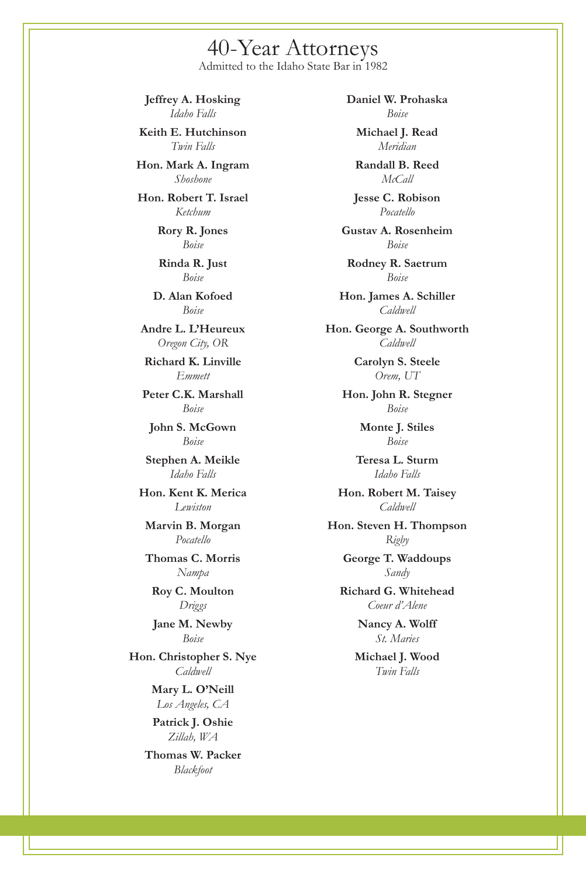# 40-Year Attorneys

Admitted to the Idaho State Bar in 1982

**Jeffrey A. Hosking**
*Idaho Falls*

**Keith E. Hutchinson**
*Twin Falls*

**Hon. Mark A. Ingram**
*Shoshone*

**Hon. Robert T. Israel**
*Ketchum*

**Rory R. Jones**
*Boise*

**Rinda R. Just**
*Boise*

**D. Alan Kofoed**
*Boise*

**Andre L. L'Heureux**
*Oregon City, OR*

**Richard K. Linville**
*Emmett*

**Peter C.K. Marshall**
*Boise*

**John S. McGown**
*Boise*

**Stephen A. Meikle**
*Idaho Falls*

**Hon. Kent K. Merica**
*Lewiston*

**Marvin B. Morgan**
*Pocatello*

**Thomas C. Morris**
*Nampa*

**Roy C. Moulton**
*Driggs*

**Jane M. Newby**
*Boise*

**Hon. Christopher S. Nye**
*Caldwell*

**Mary L. O'Neill**
*Los Angeles, CA*

**Patrick J. Oshie**
*Zillah, WA*

**Thomas W. Packer**
*Blackfoot*

**Daniel W. Prohaska**
*Boise*

**Michael J. Read**
*Meridian*

**Randall B. Reed**
*McCall*

**Jesse C. Robison**
*Pocatello*

**Gustav A. Rosenheim**
*Boise*

**Rodney R. Saetrum**
*Boise*

**Hon. James A. Schiller**
*Caldwell*

**Hon. George A. Southworth**
*Caldwell*

**Carolyn S. Steele**
*Orem, UT*

**Hon. John R. Stegner**
*Boise*

**Monte J. Stiles**
*Boise*

**Teresa L. Sturm**
*Idaho Falls*

**Hon. Robert M. Taisey**
*Caldwell*

**Hon. Steven H. Thompson**
*Rigby*

**George T. Waddoups**
*Sandy*

**Richard G. Whitehead**
*Coeur d'Alene*

**Nancy A. Wolff**
*St. Maries*

**Michael J. Wood**
*Twin Falls*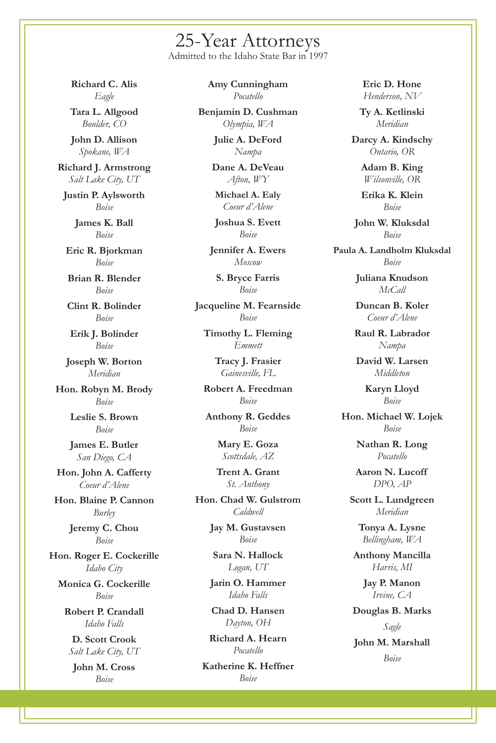# 25-Year Attorneys

Admitted to the Idaho State Bar in 1997

**Richard C. Alis**
*Eagle*

**Tara L. Allgood**
*Boulder, CO*

**John D. Allison**
*Spokane, WA*

**Richard J. Armstrong**
*Salt Lake City, UT*

**Justin P. Aylsworth**
*Boise*

**James K. Ball**
*Boise*

**Eric R. Bjorkman**
*Boise*

**Brian R. Blender**
*Boise*

**Clint R. Bolinder**
*Boise*

**Erik J. Bolinder**
*Boise*

**Joseph W. Borton**
*Meridian*

**Hon. Robyn M. Brody**
*Boise*

**Leslie S. Brown**
*Boise*

**James E. Butler**
*San Diego, CA*

**Hon. John A. Cafferty**
*Coeur d'Alene*

**Hon. Blaine P. Cannon**
*Burley*

**Jeremy C. Chou**
*Boise*

**Hon. Roger E. Cockerille**
*Idaho City*

**Monica G. Cockerille**
*Boise*

**Robert P. Crandall**
*Idaho Falls*

**D. Scott Crook**
*Salt Lake City, UT*

**John M. Cross**
*Boise*

**Amy Cunningham**
*Pocatello*

**Benjamin D. Cushman**
*Olympia, WA*

**Julie A. DeFord**
*Nampa*

**Dane A. DeVeau**
*Afton, WY*

**Michael A. Ealy**
*Coeur d'Alene*

**Joshua S. Evett**
*Boise*

**Jennifer A. Ewers**
*Moscow*

**S. Bryce Farris**
*Boise*

**Jacqueline M. Fearnside**
*Boise*

**Timothy L. Fleming**
*Emmett*

**Tracy J. Frasier**
*Gainesville, FL*

**Robert A. Freedman**
*Boise*

**Anthony R. Geddes**
*Boise*

**Mary E. Goza**
*Scottsdale, AZ*

**Trent A. Grant**
*St. Anthony*

**Hon. Chad W. Gulstrom**
*Caldwell*

**Jay M. Gustavsen**
*Boise*

**Sara N. Hallock**
*Logan, UT*

**Jarin O. Hammer**
*Idaho Falls*

**Chad D. Hansen**
*Dayton, OH*

**Richard A. Hearn**
*Pocatello*

**Katherine K. Heffner**
*Boise*

**Eric D. Hone**
*Henderson, NV*

**Ty A. Ketlinski**
*Meridian*

**Darcy A. Kindschy**
*Ontario, OR*

**Adam B. King**
*Wilsonville, OR*

**Erika K. Klein**
*Boise*

**John W. Kluksdal**
*Boise*

**Paula A. Landholm Kluksdal**
*Boise*

**Juliana Knudson**
*McCall*

**Duncan B. Koler**
*Coeur d'Alene*

**Raul R. Labrador**
*Nampa*

**David W. Larsen**
*Middleton*

**Karyn Lloyd**
*Boise*

**Hon. Michael W. Lojek**
*Boise*

**Nathan R. Long**
*Pocatello*

**Aaron N. Lucoff**
*DPO, AP*

**Scott L. Lundgreen**
*Meridian*

**Tonya A. Lysne**
*Bellingham, WA*

**Anthony Mancilla**
*Harris, MI*

**Jay P. Manon**
*Irvine, CA*

**Douglas B. Marks**
*Sagle*

**John M. Marshall**
*Boise*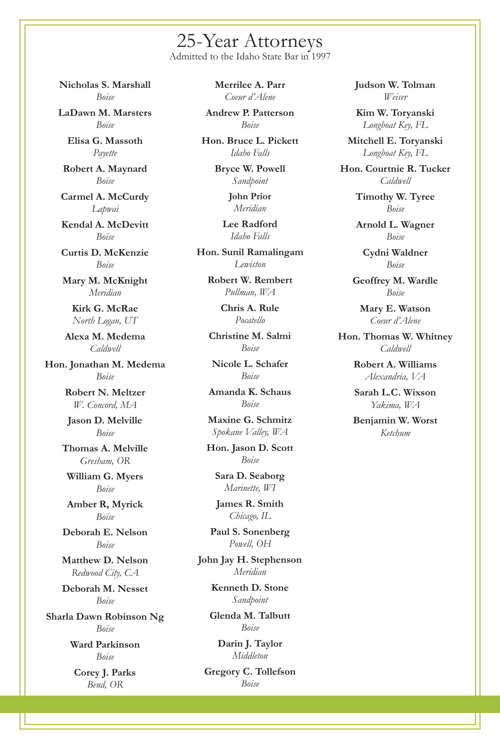# 25-Year Attorneys

Admitted to the Idaho State Bar in 1997

**Nicholas S. Marshall**
*Boise*

**LaDawn M. Marsters**
*Boise*

**Elisa G. Massoth**
*Payette*

**Robert A. Maynard**
*Boise*

**Carmel A. McCurdy**
*Lapwai*

**Kendal A. McDevitt**
*Boise*

**Curtis D. McKenzie**
*Boise*

**Mary M. McKnight**
*Meridian*

**Kirk G. McRae**
*North Logan, UT*

**Alexa M. Medema**
*Caldwell*

**Hon. Jonathan M. Medema**
*Boise*

**Robert N. Meltzer**
*W. Concord, MA*

**Jason D. Melville**
*Boise*

**Thomas A. Melville**
*Gresham, OR*

**William G. Myers**
*Boise*

**Amber R, Myrick**
*Boise*

**Deborah E. Nelson**
*Boise*

**Matthew D. Nelson**
*Redwood City, CA*

**Deborah M. Nesset**
*Boise*

**Sharla Dawn Robinson Ng**
*Boise*

**Ward Parkinson**
*Boise*

**Corey J. Parks**
*Bend, OR*

**Merrilee A. Parr**
*Coeur d'Alene*

**Andrew P. Patterson**
*Boise*

**Hon. Bruce L. Pickett**
*Idaho Falls*

**Bryce W. Powell**
*Sandpoint*

**John Prior**
*Meridian*

**Lee Radford**
*Idaho Falls*

**Hon. Sunil Ramalingam**
*Lewiston*

**Robert W. Rembert**
*Pullman, WA*

**Chris A. Rule**
*Pocatello*

**Christine M. Salmi**
*Boise*

**Nicole L. Schafer**
*Boise*

**Amanda K. Schaus**
*Boise*

**Maxine G. Schmitz**
*Spokane Valley, WA*

**Hon. Jason D. Scott**
*Boise*

**Sara D. Seaborg**
*Marinette, WI*

**James R. Smith**
*Chicago, IL*

**Paul S. Sonenberg**
*Powell, OH*

**John Jay H. Stephenson**
*Meridian*

**Kenneth D. Stone**
*Sandpoint*

**Glenda M. Talbutt**
*Boise*

**Darin J. Taylor**
*Middleton*

**Gregory C. Tollefson**
*Boise*

**Judson W. Tolman**
*Weiser*

**Kim W. Toryanski**
*Longboat Key, FL*

**Mitchell E. Toryanski**
*Longboat Key, FL*

**Hon. Courtnie R. Tucker**
*Caldwell*

**Timothy W. Tyree**
*Boise*

**Arnold L. Wagner**
*Boise*

**Cydni Waldner**
*Boise*

**Geoffrey M. Wardle**
*Boise*

**Mary E. Watson**
*Coeur d'Alene*

**Hon. Thomas W. Whitney**
*Caldwell*

**Robert A. Williams**
*Alexandria, VA*

**Sarah L.C. Wixson**
*Yakima, WA*

**Benjamin W. Worst**
*Ketchum*